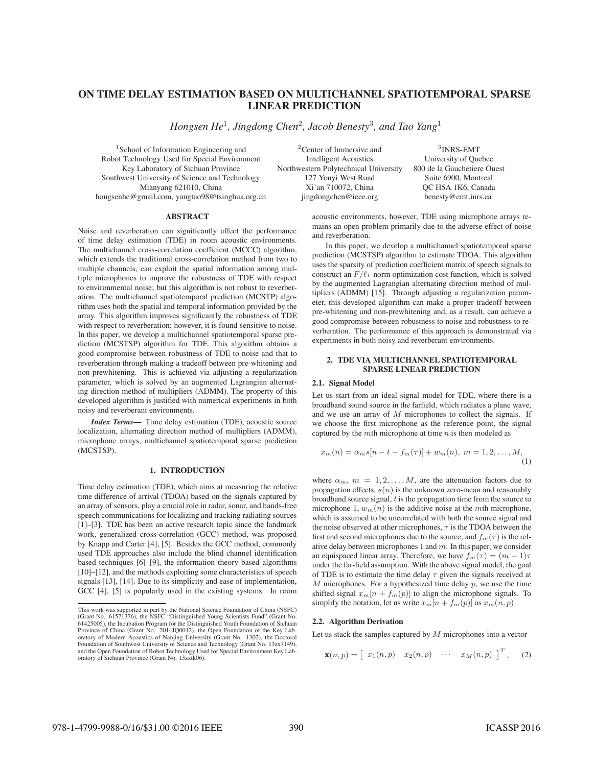# ON TIME DELAY ESTIMATION BASED ON MULTICHANNEL SPATIOTEMPORAL SPARSE LINEAR PREDICTION

*Hongsen He*[1], *Jingdong Chen*[2], *Jacob Benesty*[3], *and Tao Yang*[1]

[1]School of Information Engineering and Robot Technology Used for Special Environment Key Laboratory of Sichuan Province
Southwest University of Science and Technology
Mianyang 621010, China
hongsenhe@gmail.com, yangtao98@tsinghua.org.cn

[2]Center of Immersive and Intelligent Acoustics
Northwestern Polytechnical University
127 Youyi West Road
Xi'an 710072, China
jingdongchen@ieee.org

[3]INRS-EMT
University of Quebec
800 de la Gauchetiere Ouest
Suite 6900, Montreal
QC H5A 1K6, Canada
benesty@emt.inrs.ca

## ABSTRACT

Noise and reverberation can significantly affect the performance of time delay estimation (TDE) in room acoustic environments. The multichannel cross-correlation coefficient (MCCC) algorithm, which extends the traditional cross-correlation method from two to multiple channels, can exploit the spatial information among multiple microphones to improve the robustness of TDE with respect to environmental noise; but this algorithm is not robust to reverberation. The multichannel spatiotemporal prediction (MCSTP) algorithm uses both the spatial and temporal information provided by the array. This algorithm improves significantly the robustness of TDE with respect to reverberation; however, it is found sensitive to noise. In this paper, we develop a multichannel spatiotemporal sparse prediction (MCSTSP) algorithm for TDE. This algorithm obtains a good compromise between robustness of TDE to noise and that to reverberation through making a tradeoff between pre-whitening and non-prewhitening. This is achieved via adjusting a regularization parameter, which is solved by an augmented Lagrangian alternating direction method of multipliers (ADMM). The property of this developed algorithm is justified with numerical experiments in both noisy and reverberant environments.

***Index Terms*—** Time delay estimation (TDE), acoustic source localization, alternating direction method of multipliers (ADMM), microphone arrays, multichannel spatiotemporal sparse prediction (MCSTSP).

## 1. INTRODUCTION

Time delay estimation (TDE), which aims at measuring the relative time difference of arrival (TDOA) based on the signals captured by an array of sensors, play a crucial role in radar, sonar, and hands-free speech communications for localizing and tracking radiating sources [1]–[3]. TDE has been an active research topic since the landmark work, generalized cross-correlation (GCC) method, was proposed by Knapp and Carter [4], [5]. Besides the GCC method, commonly used TDE approaches also include the blind channel identification based techniques [6]–[9], the information theory based algorithms [10]–[12], and the methods exploiting some characteristics of speech signals [13], [14]. Due to its simplicity and ease of implementation, GCC [4], [5] is popularly used in the existing systems. In room acoustic environments, however, TDE using microphone arrays remains an open problem primarily due to the adverse effect of noise and reverberation.

This work was supported in part by the National Science Foundation of China (NSFC) (Grant No. 61571376), the NSFC "Distinguished Young Scientists Fund" (Grant No. 61425005), the Incubation Program for the Distinguished Youth Foundation of Sichuan Province of China (Grant No. 2014JQ0042), the Open Foundation of the Key Laboratory of Modern Acoustics of Nanjing University (Grant No. 1302), the Doctoral Foundation of Southwest University of Science and Technology (Grant No. 13zx7149), and the Open Foundation of Robot Technology Used for Special Environment Key Laboratory of Sichuan Province (Grant No. 13zxtk06).

In this paper, we develop a multichannel spatiotemporal sparse prediction (MCSTSP) algorithm to estimate TDOA. This algorithm uses the sparsity of prediction coefficient matrix of speech signals to construct an $F/\ell_1$-norm optimization cost function, which is solved by the augmented Lagrangian alternating direction method of multipliers (ADMM) [15]. Through adjusting a regularization parameter, this developed algorithm can make a proper tradeoff between pre-whitening and non-prewhitening and, as a result, can achieve a good compromise between robustness to noise and robustness to reverberation. The performance of this approach is demonstrated via experiments in both noisy and reverberant environments.

## 2. TDE VIA MULTICHANNEL SPATIOTEMPORAL SPARSE LINEAR PREDICTION

### 2.1. Signal Model

Let us start from an ideal signal model for TDE, where there is a broadband sound source in the farfield, which radiates a plane wave, and we use an array of $M$ microphones to collect the signals. If we choose the first microphone as the reference point, the signal captured by the $m$th microphone at time $n$ is then modeled as

$$x_m(n) = \alpha_m s[n - t - f_m(\tau)] + w_m(n),\ m = 1, 2, \ldots, M, \tag{1}$$

where $\alpha_m,\ m = 1, 2, \ldots, M$, are the attenuation factors due to propagation effects, $s(n)$ is the unknown zero-mean and reasonably broadband source signal, $t$ is the propagation time from the source to microphone 1, $w_m(n)$ is the additive noise at the $m$th microphone, which is assumed to be uncorrelated with both the source signal and the noise observed at other microphones, $\tau$ is the TDOA between the first and second microphones due to the source, and $f_m(\tau)$ is the relative delay between microphones 1 and $m$. In this paper, we consider an equispaced linear array. Therefore, we have $f_m(\tau) = (m-1)\tau$ under the far-field assumption. With the above signal model, the goal of TDE is to estimate the time delay $\tau$ given the signals received at $M$ microphones. For a hypothesized time delay $p$, we use the time shifted signal $x_m[n + f_m(p)]$ to align the microphone signals. To simplify the notation, let us write $x_m[n + f_m(p)]$ as $x_m(n, p)$.

### 2.2. Algorithm Derivation

Let us stack the samples captured by $M$ microphones into a vector

$$\mathbf{x}(n, p) = \begin{bmatrix} x_1(n, p) & x_2(n, p) & \cdots & x_M(n, p) \end{bmatrix}^T, \tag{2}$$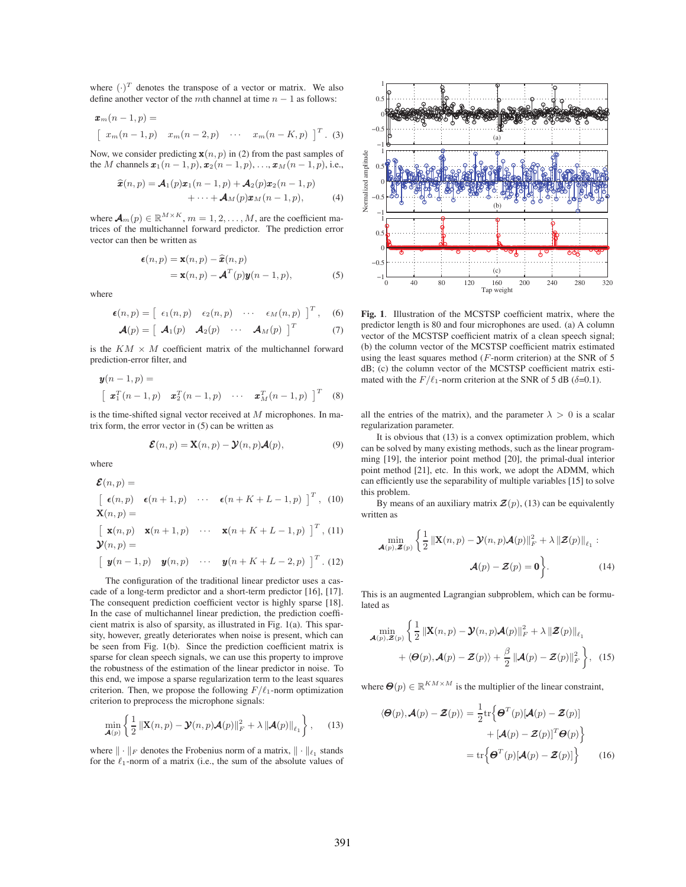where $(\cdot)^T$ denotes the transpose of a vector or matrix. We also define another vector of the $m$th channel at time $n-1$ as follows:

$$\boldsymbol{x}_m(n-1,p) = \begin{bmatrix} x_m(n-1,p) & x_m(n-2,p) & \cdots & x_m(n-K,p) \end{bmatrix}^T. \quad (3)$$

Now, we consider predicting $\mathbf{x}(n,p)$ in (2) from the past samples of the $M$ channels $\boldsymbol{x}_1(n-1,p), \boldsymbol{x}_2(n-1,p), \ldots, \boldsymbol{x}_M(n-1,p)$, i.e.,

$$\begin{aligned}\widehat{\boldsymbol{x}}(n,p) = \boldsymbol{\mathcal{A}}_1(p)\boldsymbol{x}_1(n-1,p) + \boldsymbol{\mathcal{A}}_2(p)\boldsymbol{x}_2(n-1,p) \\ + \cdots + \boldsymbol{\mathcal{A}}_M(p)\boldsymbol{x}_M(n-1,p),\end{aligned} \quad (4)$$

where $\boldsymbol{\mathcal{A}}_m(p) \in \mathbb{R}^{M\times K}$, $m = 1, 2, \ldots, M$, are the coefficient matrices of the multichannel forward predictor. The prediction error vector can then be written as

$$\begin{aligned}\boldsymbol{\epsilon}(n,p) &= \mathbf{x}(n,p) - \widehat{\boldsymbol{x}}(n,p) \\ &= \mathbf{x}(n,p) - \boldsymbol{\mathcal{A}}^T(p)\boldsymbol{y}(n-1,p),\end{aligned} \quad (5)$$

where

$$\boldsymbol{\epsilon}(n,p) = \begin{bmatrix} \epsilon_1(n,p) & \epsilon_2(n,p) & \cdots & \epsilon_M(n,p) \end{bmatrix}^T, \quad (6)$$

$$\boldsymbol{\mathcal{A}}(p) = \begin{bmatrix} \boldsymbol{\mathcal{A}}_1(p) & \boldsymbol{\mathcal{A}}_2(p) & \cdots & \boldsymbol{\mathcal{A}}_M(p) \end{bmatrix}^T \quad (7)$$

is the $KM \times M$ coefficient matrix of the multichannel forward prediction-error filter, and

$$\boldsymbol{y}(n-1,p) = \begin{bmatrix} \boldsymbol{x}_1^T(n-1,p) & \boldsymbol{x}_2^T(n-1,p) & \cdots & \boldsymbol{x}_M^T(n-1,p) \end{bmatrix}^T \quad (8)$$

is the time-shifted signal vector received at $M$ microphones. In matrix form, the error vector in (5) can be written as

$$\boldsymbol{\mathcal{E}}(n,p) = \mathbf{X}(n,p) - \boldsymbol{\mathcal{Y}}(n,p)\boldsymbol{\mathcal{A}}(p), \quad (9)$$

where

$$\boldsymbol{\mathcal{E}}(n,p) = \begin{bmatrix} \boldsymbol{\epsilon}(n,p) & \boldsymbol{\epsilon}(n+1,p) & \cdots & \boldsymbol{\epsilon}(n+K+L-1,p) \end{bmatrix}^T, \quad (10)$$

$$\mathbf{X}(n,p) = \begin{bmatrix} \mathbf{x}(n,p) & \mathbf{x}(n+1,p) & \cdots & \mathbf{x}(n+K+L-1,p) \end{bmatrix}^T, \quad (11)$$

$$\boldsymbol{\mathcal{Y}}(n,p) = \begin{bmatrix} \boldsymbol{y}(n-1,p) & \boldsymbol{y}(n,p) & \cdots & \boldsymbol{y}(n+K+L-2,p) \end{bmatrix}^T. \quad (12)$$

The configuration of the traditional linear predictor uses a cascade of a long-term predictor and a short-term predictor [16], [17]. The consequent prediction coefficient vector is highly sparse [18]. In the case of multichannel linear prediction, the prediction coefficient matrix is also of sparsity, as illustrated in Fig. 1(a). This sparsity, however, greatly deteriorates when noise is present, which can be seen from Fig. 1(b). Since the prediction coefficient matrix is sparse for clean speech signals, we can use this property to improve the robustness of the estimation of the linear predictor in noise. To this end, we impose a sparse regularization term to the least squares criterion. Then, we propose the following $F/\ell_1$-norm optimization criterion to preprocess the microphone signals:

$$\min_{\boldsymbol{\mathcal{A}}(p)} \left\{ \frac{1}{2} \left\| \mathbf{X}(n,p) - \boldsymbol{\mathcal{Y}}(n,p)\boldsymbol{\mathcal{A}}(p) \right\|_F^2 + \lambda \left\| \boldsymbol{\mathcal{A}}(p) \right\|_{\ell_1} \right\}, \quad (13)$$

where $\|\cdot\|_F$ denotes the Frobenius norm of a matrix, $\|\cdot\|_{\ell_1}$ stands for the $\ell_1$-norm of a matrix (i.e., the sum of the absolute values of all the entries of the matrix), and the parameter $\lambda > 0$ is a scalar regularization parameter.

Fig. 1. Illustration of the MCSTSP coefficient matrix, where the predictor length is 80 and four microphones are used. (a) A column vector of the MCSTSP coefficient matrix of a clean speech signal; (b) the column vector of the MCSTSP coefficient matrix estimated using the least squares method ($F$-norm criterion) at the SNR of 5 dB; (c) the column vector of the MCSTSP coefficient matrix estimated with the $F/\ell_1$-norm criterion at the SNR of 5 dB ($\delta$=0.1).

It is obvious that (13) is a convex optimization problem, which can be solved by many existing methods, such as the linear programming [19], the interior point method [20], the primal-dual interior point method [21], etc. In this work, we adopt the ADMM, which can efficiently use the separability of multiple variables [15] to solve this problem.

By means of an auxiliary matrix $\boldsymbol{\mathcal{Z}}(p)$, (13) can be equivalently written as

$$\min_{\boldsymbol{\mathcal{A}}(p), \boldsymbol{\mathcal{Z}}(p)} \left\{ \frac{1}{2} \left\| \mathbf{X}(n,p) - \boldsymbol{\mathcal{Y}}(n,p)\boldsymbol{\mathcal{A}}(p) \right\|_F^2 + \lambda \left\| \boldsymbol{\mathcal{Z}}(p) \right\|_{\ell_1} : \boldsymbol{\mathcal{A}}(p) - \boldsymbol{\mathcal{Z}}(p) = \mathbf{0} \right\}. \quad (14)$$

This is an augmented Lagrangian subproblem, which can be formulated as

$$\begin{aligned}\min_{\boldsymbol{\mathcal{A}}(p), \boldsymbol{\mathcal{Z}}(p)} \Big\{ &\frac{1}{2} \left\| \mathbf{X}(n,p) - \boldsymbol{\mathcal{Y}}(n,p)\boldsymbol{\mathcal{A}}(p) \right\|_F^2 + \lambda \left\| \boldsymbol{\mathcal{Z}}(p) \right\|_{\ell_1} \\ &+ \langle \boldsymbol{\Theta}(p), \boldsymbol{\mathcal{A}}(p) - \boldsymbol{\mathcal{Z}}(p) \rangle + \frac{\beta}{2} \left\| \boldsymbol{\mathcal{A}}(p) - \boldsymbol{\mathcal{Z}}(p) \right\|_F^2 \Big\},\end{aligned} \quad (15)$$

where $\boldsymbol{\Theta}(p) \in \mathbb{R}^{KM\times M}$ is the multiplier of the linear constraint,

$$\begin{aligned}\langle \boldsymbol{\Theta}(p), \boldsymbol{\mathcal{A}}(p) - \boldsymbol{\mathcal{Z}}(p) \rangle &= \frac{1}{2}\mathrm{tr}\Big\{ \boldsymbol{\Theta}^T(p)[\boldsymbol{\mathcal{A}}(p) - \boldsymbol{\mathcal{Z}}(p)] \\ &\quad + [\boldsymbol{\mathcal{A}}(p) - \boldsymbol{\mathcal{Z}}(p)]^T \boldsymbol{\Theta}(p) \Big\} \\ &= \mathrm{tr}\Big\{ \boldsymbol{\Theta}^T(p)[\boldsymbol{\mathcal{A}}(p) - \boldsymbol{\mathcal{Z}}(p)] \Big\}\end{aligned} \quad (16)$$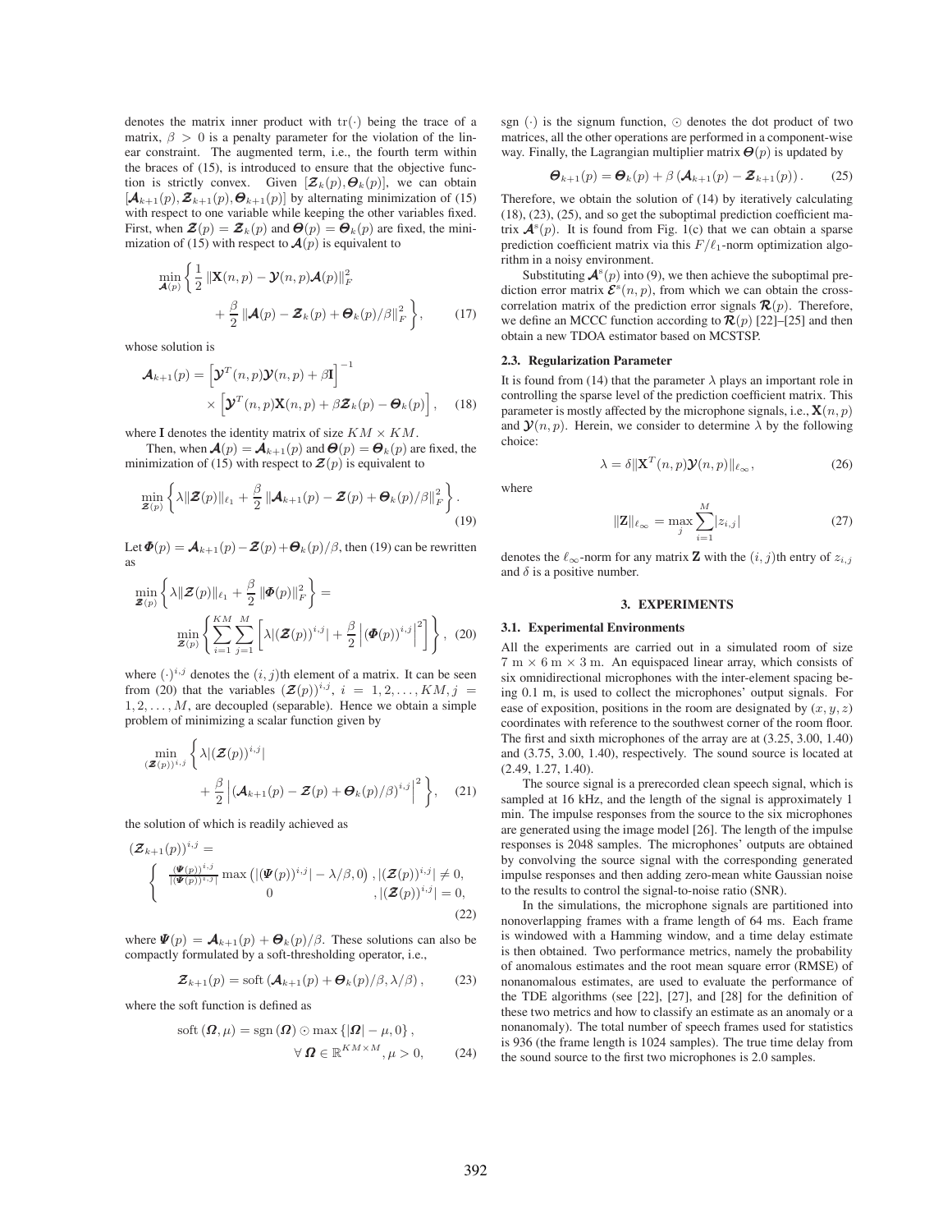denotes the matrix inner product with $\mathrm{tr}(\cdot)$ being the trace of a matrix, $\beta > 0$ is a penalty parameter for the violation of the linear constraint. The augmented term, i.e., the fourth term within the braces of (15), is introduced to ensure that the objective function is strictly convex. Given $[\boldsymbol{\mathcal{Z}}_k(p), \boldsymbol{\Theta}_k(p)]$, we can obtain $[\boldsymbol{\mathcal{A}}_{k+1}(p), \boldsymbol{\mathcal{Z}}_{k+1}(p), \boldsymbol{\Theta}_{k+1}(p)]$ by alternating minimization of (15) with respect to one variable while keeping the other variables fixed. First, when $\boldsymbol{\mathcal{Z}}(p) = \boldsymbol{\mathcal{Z}}_k(p)$ and $\boldsymbol{\Theta}(p) = \boldsymbol{\Theta}_k(p)$ are fixed, the minimization of (15) with respect to $\boldsymbol{\mathcal{A}}(p)$ is equivalent to

$$\min_{\boldsymbol{\mathcal{A}}(p)} \left\{ \frac{1}{2} \left\| \mathbf{X}(n,p) - \boldsymbol{\mathcal{Y}}(n,p)\boldsymbol{\mathcal{A}}(p) \right\|_F^2 + \frac{\beta}{2} \left\| \boldsymbol{\mathcal{A}}(p) - \boldsymbol{\mathcal{Z}}_k(p) + \boldsymbol{\Theta}_k(p)/\beta \right\|_F^2 \right\}, \quad (17)$$

whose solution is

$$\boldsymbol{\mathcal{A}}_{k+1}(p) = \left[ \boldsymbol{\mathcal{Y}}^T(n,p)\boldsymbol{\mathcal{Y}}(n,p) + \beta \mathbf{I} \right]^{-1} \times \left[ \boldsymbol{\mathcal{Y}}^T(n,p)\mathbf{X}(n,p) + \beta \boldsymbol{\mathcal{Z}}_k(p) - \boldsymbol{\Theta}_k(p) \right], \quad (18)$$

where $\mathbf{I}$ denotes the identity matrix of size $KM \times KM$.

Then, when $\boldsymbol{\mathcal{A}}(p) = \boldsymbol{\mathcal{A}}_{k+1}(p)$ and $\boldsymbol{\Theta}(p) = \boldsymbol{\Theta}_k(p)$ are fixed, the minimization of (15) with respect to $\boldsymbol{\mathcal{Z}}(p)$ is equivalent to

$$\min_{\boldsymbol{\mathcal{Z}}(p)} \left\{ \lambda \|\boldsymbol{\mathcal{Z}}(p)\|_{\ell_1} + \frac{\beta}{2} \left\| \boldsymbol{\mathcal{A}}_{k+1}(p) - \boldsymbol{\mathcal{Z}}(p) + \boldsymbol{\Theta}_k(p)/\beta \right\|_F^2 \right\}. \quad (19)$$

Let $\boldsymbol{\Phi}(p) = \boldsymbol{\mathcal{A}}_{k+1}(p) - \boldsymbol{\mathcal{Z}}(p) + \boldsymbol{\Theta}_k(p)/\beta$, then (19) can be rewritten as

$$\min_{\boldsymbol{\mathcal{Z}}(p)} \left\{ \lambda \|\boldsymbol{\mathcal{Z}}(p)\|_{\ell_1} + \frac{\beta}{2} \|\boldsymbol{\Phi}(p)\|_F^2 \right\} = \min_{\boldsymbol{\mathcal{Z}}(p)} \left\{ \sum_{i=1}^{KM} \sum_{j=1}^{M} \left[ \lambda |(\boldsymbol{\mathcal{Z}}(p))^{i,j}| + \frac{\beta}{2} \left| (\boldsymbol{\Phi}(p))^{i,j} \right|^2 \right] \right\}, \quad (20)$$

where $(\cdot)^{i,j}$ denotes the $(i,j)$th element of a matrix. It can be seen from (20) that the variables $(\boldsymbol{\mathcal{Z}}(p))^{i,j}$, $i = 1, 2, \ldots, KM$, $j = 1, 2, \ldots, M$, are decoupled (separable). Hence we obtain a simple problem of minimizing a scalar function given by

$$\min_{(\boldsymbol{\mathcal{Z}}(p))^{i,j}} \left\{ \lambda |(\boldsymbol{\mathcal{Z}}(p))^{i,j}| + \frac{\beta}{2} \left| (\boldsymbol{\mathcal{A}}_{k+1}(p) - \boldsymbol{\mathcal{Z}}(p) + \boldsymbol{\Theta}_k(p)/\beta)^{i,j} \right|^2 \right\}, \quad (21)$$

the solution of which is readily achieved as

$$(\boldsymbol{\mathcal{Z}}_{k+1}(p))^{i,j} = \begin{cases} \frac{(\boldsymbol{\Psi}(p))^{i,j}}{|(\boldsymbol{\Psi}(p))^{i,j}|} \max\left( |(\boldsymbol{\Psi}(p))^{i,j}| - \lambda/\beta, 0 \right), & |(\boldsymbol{\mathcal{Z}}(p))^{i,j}| \neq 0, \\ 0, & |(\boldsymbol{\mathcal{Z}}(p))^{i,j}| = 0, \end{cases} \quad (22)$$

where $\boldsymbol{\Psi}(p) = \boldsymbol{\mathcal{A}}_{k+1}(p) + \boldsymbol{\Theta}_k(p)/\beta$. These solutions can also be compactly formulated by a soft-thresholding operator, i.e.,

$$\boldsymbol{\mathcal{Z}}_{k+1}(p) = \mathrm{soft}\left( \boldsymbol{\mathcal{A}}_{k+1}(p) + \boldsymbol{\Theta}_k(p)/\beta, \lambda/\beta \right), \quad (23)$$

where the soft function is defined as

$$\mathrm{soft}(\boldsymbol{\Omega}, \mu) = \mathrm{sgn}(\boldsymbol{\Omega}) \odot \max\{|\boldsymbol{\Omega}| - \mu, 0\}, \quad \forall\, \boldsymbol{\Omega} \in \mathbb{R}^{KM \times M}, \mu > 0, \quad (24)$$

$\mathrm{sgn}(\cdot)$ is the signum function, $\odot$ denotes the dot product of two matrices, all the other operations are performed in a component-wise way. Finally, the Lagrangian multiplier matrix $\boldsymbol{\Theta}(p)$ is updated by

$$\boldsymbol{\Theta}_{k+1}(p) = \boldsymbol{\Theta}_k(p) + \beta\left( \boldsymbol{\mathcal{A}}_{k+1}(p) - \boldsymbol{\mathcal{Z}}_{k+1}(p) \right). \quad (25)$$

Therefore, we obtain the solution of (14) by iteratively calculating (18), (23), (25), and so get the suboptimal prediction coefficient matrix $\boldsymbol{\mathcal{A}}^s(p)$. It is found from Fig. 1(c) that we can obtain a sparse prediction coefficient matrix via this $F/\ell_1$-norm optimization algorithm in a noisy environment.

Substituting $\boldsymbol{\mathcal{A}}^s(p)$ into (9), we then achieve the suboptimal prediction error matrix $\boldsymbol{\mathcal{E}}^s(n,p)$, from which we can obtain the cross-correlation matrix of the prediction error signals $\boldsymbol{\mathcal{R}}(p)$. Therefore, we define an MCCC function according to $\boldsymbol{\mathcal{R}}(p)$ [22]–[25] and then obtain a new TDOA estimator based on MCSTSP.

### 2.3. Regularization Parameter

It is found from (14) that the parameter $\lambda$ plays an important role in controlling the sparse level of the prediction coefficient matrix. This parameter is mostly affected by the microphone signals, i.e., $\mathbf{X}(n,p)$ and $\boldsymbol{\mathcal{Y}}(n,p)$. Herein, we consider to determine $\lambda$ by the following choice:

$$\lambda = \delta \|\mathbf{X}^T(n,p)\boldsymbol{\mathcal{Y}}(n,p)\|_{\ell_\infty}, \quad (26)$$

where

$$\|\mathbf{Z}\|_{\ell_\infty} = \max_j \sum_{i=1}^{M} |z_{i,j}| \quad (27)$$

denotes the $\ell_\infty$-norm for any matrix $\mathbf{Z}$ with the $(i,j)$th entry of $z_{i,j}$ and $\delta$ is a positive number.

## 3. EXPERIMENTS

### 3.1. Experimental Environments

All the experiments are carried out in a simulated room of size 7 m × 6 m × 3 m. An equispaced linear array, which consists of six omnidirectional microphones with the inter-element spacing being 0.1 m, is used to collect the microphones' output signals. For ease of exposition, positions in the room are designated by $(x, y, z)$ coordinates with reference to the southwest corner of the room floor. The first and sixth microphones of the array are at (3.25, 3.00, 1.40) and (3.75, 3.00, 1.40), respectively. The sound source is located at (2.49, 1.27, 1.40).

The source signal is a prerecorded clean speech signal, which is sampled at 16 kHz, and the length of the signal is approximately 1 min. The impulse responses from the source to the six microphones are generated using the image model [26]. The length of the impulse responses is 2048 samples. The microphones' outputs are obtained by convolving the source signal with the corresponding generated impulse responses and then adding zero-mean white Gaussian noise to the results to control the signal-to-noise ratio (SNR).

In the simulations, the microphone signals are partitioned into nonoverlapping frames with a frame length of 64 ms. Each frame is windowed with a Hamming window, and a time delay estimate is then obtained. Two performance metrics, namely the probability of anomalous estimates and the root mean square error (RMSE) of nonanomalous estimates, are used to evaluate the performance of the TDE algorithms (see [22], [27], and [28] for the definition of these two metrics and how to classify an estimate as an anomaly or a nonanomaly). The total number of speech frames used for statistics is 936 (the frame length is 1024 samples). The true time delay from the sound source to the first two microphones is 2.0 samples.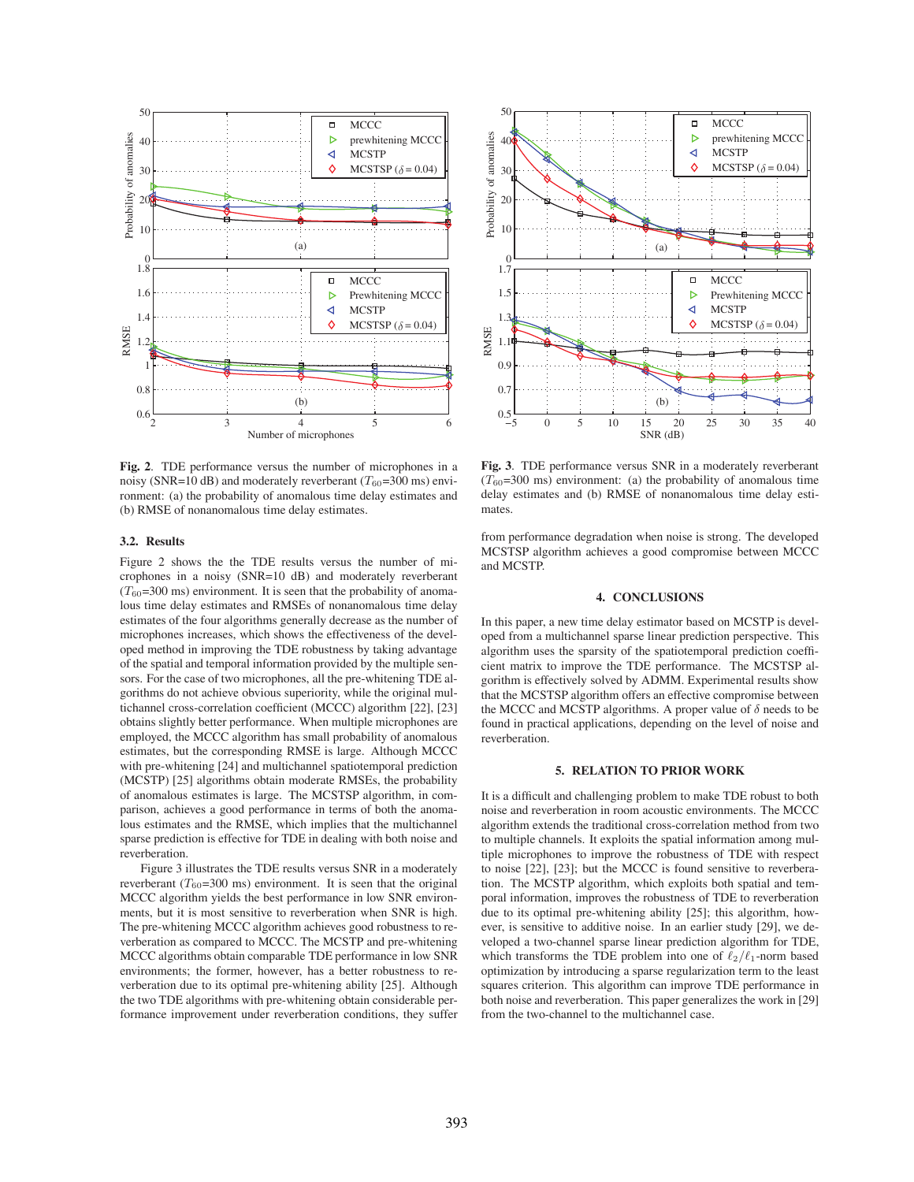**Fig. 2**. TDE performance versus the number of microphones in a noisy (SNR=10 dB) and moderately reverberant ($T_{60}$=300 ms) environment: (a) the probability of anomalous time delay estimates and (b) RMSE of nonanomalous time delay estimates.

**Fig. 3**. TDE performance versus SNR in a moderately reverberant ($T_{60}$=300 ms) environment: (a) the probability of anomalous time delay estimates and (b) RMSE of nonanomalous time delay estimates.

### 3.2. Results

Figure 2 shows the the TDE results versus the number of microphones in a noisy (SNR=10 dB) and moderately reverberant ($T_{60}$=300 ms) environment. It is seen that the probability of anomalous time delay estimates and RMSEs of nonanomalous time delay estimates of the four algorithms generally decrease as the number of microphones increases, which shows the effectiveness of the developed method in improving the TDE robustness by taking advantage of the spatial and temporal information provided by the multiple sensors. For the case of two microphones, all the pre-whitening TDE algorithms do not achieve obvious superiority, while the original multichannel cross-correlation coefficient (MCCC) algorithm [22], [23] obtains slightly better performance. When multiple microphones are employed, the MCCC algorithm has small probability of anomalous estimates, but the corresponding RMSE is large. Although MCCC with pre-whitening [24] and multichannel spatiotemporal prediction (MCSTP) [25] algorithms obtain moderate RMSEs, the probability of anomalous estimates is large. The MCSTSP algorithm, in comparison, achieves a good performance in terms of both the anomalous estimates and the RMSE, which implies that the multichannel sparse prediction is effective for TDE in dealing with both noise and reverberation.

Figure 3 illustrates the TDE results versus SNR in a moderately reverberant ($T_{60}$=300 ms) environment. It is seen that the original MCCC algorithm yields the best performance in low SNR environments, but it is most sensitive to reverberation when SNR is high. The pre-whitening MCCC algorithm achieves good robustness to reverberation as compared to MCCC. The MCSTP and pre-whitening MCCC algorithms obtain comparable TDE performance in low SNR environments; the former, however, has a better robustness to reverberation due to its optimal pre-whitening ability [25]. Although the two TDE algorithms with pre-whitening obtain considerable performance improvement under reverberation conditions, they suffer from performance degradation when noise is strong. The developed MCSTSP algorithm achieves a good compromise between MCCC and MCSTP.

## 4. CONCLUSIONS

In this paper, a new time delay estimator based on MCSTP is developed from a multichannel sparse linear prediction perspective. This algorithm uses the sparsity of the spatiotemporal prediction coefficient matrix to improve the TDE performance. The MCSTSP algorithm is effectively solved by ADMM. Experimental results show that the MCSTSP algorithm offers an effective compromise between the MCCC and MCSTP algorithms. A proper value of $\delta$ needs to be found in practical applications, depending on the level of noise and reverberation.

## 5. RELATION TO PRIOR WORK

It is a difficult and challenging problem to make TDE robust to both noise and reverberation in room acoustic environments. The MCCC algorithm extends the traditional cross-correlation method from two to multiple channels. It exploits the spatial information among multiple microphones to improve the robustness of TDE with respect to noise [22], [23]; but the MCCC is found sensitive to reverberation. The MCSTP algorithm, which exploits both spatial and temporal information, improves the robustness of TDE to reverberation due to its optimal pre-whitening ability [25]; this algorithm, however, is sensitive to additive noise. In an earlier study [29], we developed a two-channel sparse linear prediction algorithm for TDE, which transforms the TDE problem into one of $\ell_2/\ell_1$-norm based optimization by introducing a sparse regularization term to the least squares criterion. This algorithm can improve TDE performance in both noise and reverberation. This paper generalizes the work in [29] from the two-channel to the multichannel case.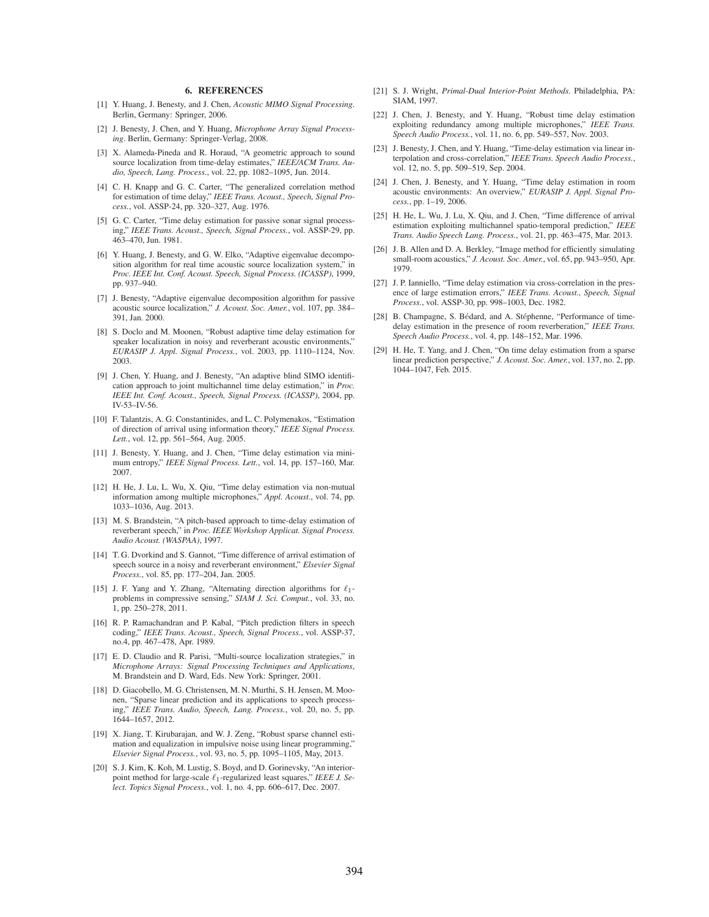## 6. REFERENCES

[1] Y. Huang, J. Benesty, and J. Chen, *Acoustic MIMO Signal Processing*. Berlin, Germany: Springer, 2006.

[2] J. Benesty, J. Chen, and Y. Huang, *Microphone Array Signal Processing*. Berlin, Germany: Springer-Verlag, 2008.

[3] X. Alameda-Pineda and R. Horaud, "A geometric approach to sound source localization from time-delay estimates," *IEEE/ACM Trans. Audio, Speech, Lang. Process.*, vol. 22, pp. 1082–1095, Jun. 2014.

[4] C. H. Knapp and G. C. Carter, "The generalized correlation method for estimation of time delay," *IEEE Trans. Acoust., Speech, Signal Process.*, vol. ASSP-24, pp. 320–327, Aug. 1976.

[5] G. C. Carter, "Time delay estimation for passive sonar signal processing," *IEEE Trans. Acoust., Speech, Signal Process.*, vol. ASSP-29, pp. 463–470, Jun. 1981.

[6] Y. Huang, J. Benesty, and G. W. Elko, "Adaptive eigenvalue decomposition algorithm for real time acoustic source localization system," in *Proc. IEEE Int. Conf. Acoust. Speech, Signal Process. (ICASSP)*, 1999, pp. 937–940.

[7] J. Benesty, "Adaptive eigenvalue decomposition algorithm for passive acoustic source localization," *J. Acoust. Soc. Amer.*, vol. 107, pp. 384–391, Jan. 2000.

[8] S. Doclo and M. Moonen, "Robust adaptive time delay estimation for speaker localization in noisy and reverberant acoustic environments," *EURASIP J. Appl. Signal Process.*, vol. 2003, pp. 1110–1124, Nov. 2003.

[9] J. Chen, Y. Huang, and J. Benesty, "An adaptive blind SIMO identification approach to joint multichannel time delay estimation," in *Proc. IEEE Int. Conf. Acoust., Speech, Signal Process. (ICASSP)*, 2004, pp. IV-53–IV-56.

[10] F. Talantzis, A. G. Constantinides, and L. C. Polymenakos, "Estimation of direction of arrival using information theory," *IEEE Signal Process. Lett.*, vol. 12, pp. 561–564, Aug. 2005.

[11] J. Benesty, Y. Huang, and J. Chen, "Time delay estimation via minimum entropy," *IEEE Signal Process. Lett.*, vol. 14, pp. 157–160, Mar. 2007.

[12] H. He, J. Lu, L. Wu, X. Qiu, "Time delay estimation via non-mutual information among multiple microphones," *Appl. Acoust.*, vol. 74, pp. 1033–1036, Aug. 2013.

[13] M. S. Brandstein, "A pitch-based approach to time-delay estimation of reverberant speech," in *Proc. IEEE Workshop Applicat. Signal Process. Audio Acoust. (WASPAA)*, 1997.

[14] T. G. Dvorkind and S. Gannot, "Time difference of arrival estimation of speech source in a noisy and reverberant environment," *Elsevier Signal Process.*, vol. 85, pp. 177–204, Jan. 2005.

[15] J. F. Yang and Y. Zhang, "Alternating direction algorithms for $\ell_1$-problems in compressive sensing," *SIAM J. Sci. Comput.*, vol. 33, no. 1, pp. 250–278, 2011.

[16] R. P. Ramachandran and P. Kabal, "Pitch prediction filters in speech coding," *IEEE Trans. Acoust., Speech, Signal Process.*, vol. ASSP-37, no.4, pp. 467–478, Apr. 1989.

[17] E. D. Claudio and R. Parisi, "Multi-source localization strategies," in *Microphone Arrays: Signal Processing Techniques and Applications*, M. Brandstein and D. Ward, Eds. New York: Springer, 2001.

[18] D. Giacobello, M. G. Christensen, M. N. Murthi, S. H. Jensen, M. Moonen, "Sparse linear prediction and its applications to speech processing," *IEEE Trans. Audio, Speech, Lang. Process.*, vol. 20, no. 5, pp. 1644–1657, 2012.

[19] X. Jiang, T. Kirubarajan, and W. J. Zeng, "Robust sparse channel estimation and equalization in impulsive noise using linear programming," *Elsevier Signal Process.*, vol. 93, no. 5, pp. 1095–1105, May, 2013.

[20] S. J. Kim, K. Koh, M. Lustig, S. Boyd, and D. Gorinevsky, "An interior-point method for large-scale $\ell_1$-regularized least squares," *IEEE J. Select. Topics Signal Process.*, vol. 1, no. 4, pp. 606–617, Dec. 2007.

[21] S. J. Wright, *Primal-Dual Interior-Point Methods*. Philadelphia, PA: SIAM, 1997.

[22] J. Chen, J. Benesty, and Y. Huang, "Robust time delay estimation exploiting redundancy among multiple microphones," *IEEE Trans. Speech Audio Process.*, vol. 11, no. 6, pp. 549–557, Nov. 2003.

[23] J. Benesty, J. Chen, and Y. Huang, "Time-delay estimation via linear interpolation and cross-correlation," *IEEE Trans. Speech Audio Process.*, vol. 12, no. 5, pp. 509–519, Sep. 2004.

[24] J. Chen, J. Benesty, and Y. Huang, "Time delay estimation in room acoustic environments: An overview," *EURASIP J. Appl. Signal Process.*, pp. 1–19, 2006.

[25] H. He, L. Wu, J. Lu, X. Qiu, and J. Chen, "Time difference of arrival estimation exploiting multichannel spatio-temporal prediction," *IEEE Trans. Audio Speech Lang. Process.*, vol. 21, pp. 463–475, Mar. 2013.

[26] J. B. Allen and D. A. Berkley, "Image method for efficiently simulating small-room acoustics," *J. Acoust. Soc. Amer.*, vol. 65, pp. 943–950, Apr. 1979.

[27] J. P. Ianniello, "Time delay estimation via cross-correlation in the presence of large estimation errors," *IEEE Trans. Acoust., Speech, Signal Process.*, vol. ASSP-30, pp. 998–1003, Dec. 1982.

[28] B. Champagne, S. Bédard, and A. Stéphenne, "Performance of time-delay estimation in the presence of room reverberation," *IEEE Trans. Speech Audio Process.*, vol. 4, pp. 148–152, Mar. 1996.

[29] H. He, T. Yang, and J. Chen, "On time delay estimation from a sparse linear prediction perspective," *J. Acoust. Soc. Amer.*, vol. 137, no. 2, pp. 1044–1047, Feb. 2015.